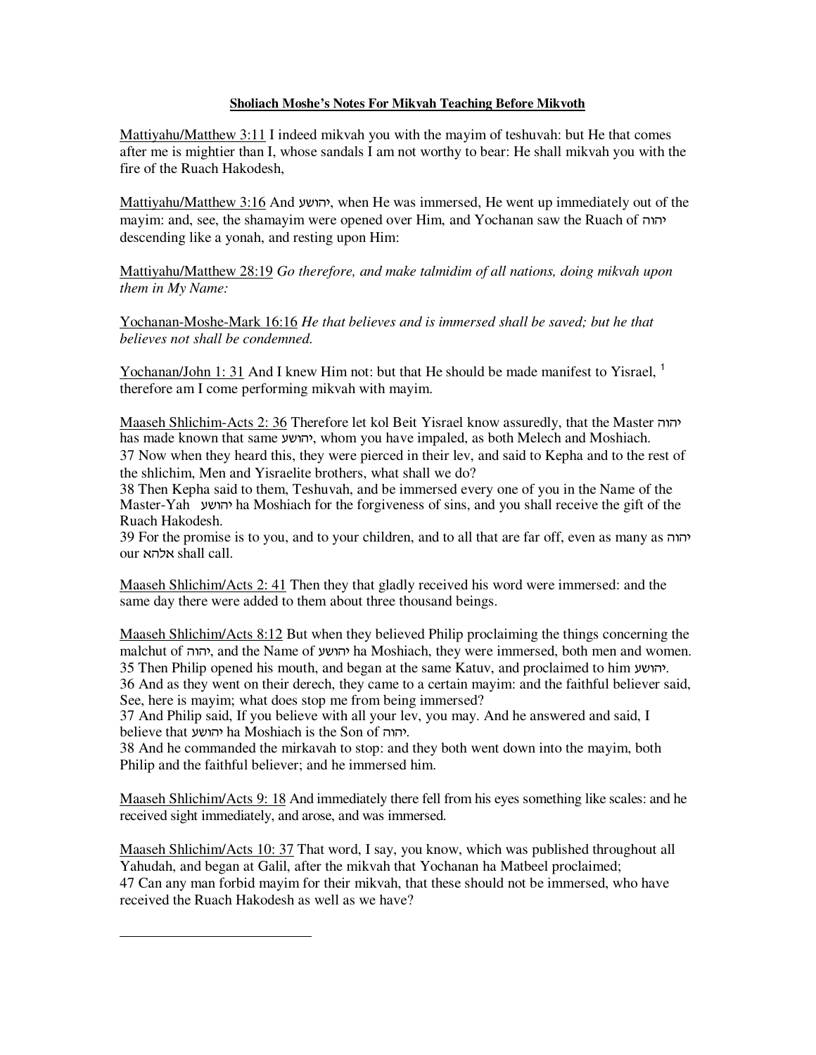**Sholiach Moshe's Notes For Mikvah Teaching Before Mikvoth**

Mattiyahu/Matthew 3:11 I indeed mikvah you with the mayim of teshuvah: but He that comes after me is mightier than I, whose sandals I am not worthy to bear: He shall mikvah you with the fire of the Ruach Hakodesh,

Mattiyahu/Matthew 3:16 And יהושע, when He was immersed, He went up immediately out of the mayim: and, see, the shamayim were opened over Him, and Yochanan saw the Ruach of יהוה descending like a yonah, and resting upon Him:

Mattiyahu/Matthew 28:19 *Go therefore, and make talmidim of all nations, doing mikvah upon them in My Name:*

Yochanan-Moshe-Mark 16:16 *He that believes and is immersed shall be saved; but he that believes not shall be condemned.*

Yochanan/John 1: 31 And I knew Him not: but that He should be made manifest to Yisrael, [1] therefore am I come performing mikvah with mayim.

Maaseh Shlichim-Acts 2: 36 Therefore let kol Beit Yisrael know assuredly, that the Master יהוה has made known that same יהושע, whom you have impaled, as both Melech and Moshiach.
37 Now when they heard this, they were pierced in their lev, and said to Kepha and to the rest of the shlichim, Men and Yisraelite brothers, what shall we do?
38 Then Kepha said to them, Teshuvah, and be immersed every one of you in the Name of the Master-Yah יהושע ha Moshiach for the forgiveness of sins, and you shall receive the gift of the Ruach Hakodesh.
39 For the promise is to you, and to your children, and to all that are far off, even as many as יהוה our אלהא shall call.

Maaseh Shlichim/Acts 2: 41 Then they that gladly received his word were immersed: and the same day there were added to them about three thousand beings.

Maaseh Shlichim/Acts 8:12 But when they believed Philip proclaiming the things concerning the malchut of יהוה, and the Name of יהושע ha Moshiach, they were immersed, both men and women.
35 Then Philip opened his mouth, and began at the same Katuv, and proclaimed to him יהושע.
36 And as they went on their derech, they came to a certain mayim: and the faithful believer said, See, here is mayim; what does stop me from being immersed?
37 And Philip said, If you believe with all your lev, you may. And he answered and said, I believe that יהושע ha Moshiach is the Son of יהוה.
38 And he commanded the mirkavah to stop: and they both went down into the mayim, both Philip and the faithful believer; and he immersed him.

Maaseh Shlichim/Acts 9: 18 And immediately there fell from his eyes something like scales: and he received sight immediately, and arose, and was immersed.

Maaseh Shlichim/Acts 10: 37 That word, I say, you know, which was published throughout all Yahudah, and began at Galil, after the mikvah that Yochanan ha Matbeel proclaimed;
47 Can any man forbid mayim for their mikvah, that these should not be immersed, who have received the Ruach Hakodesh as well as we have?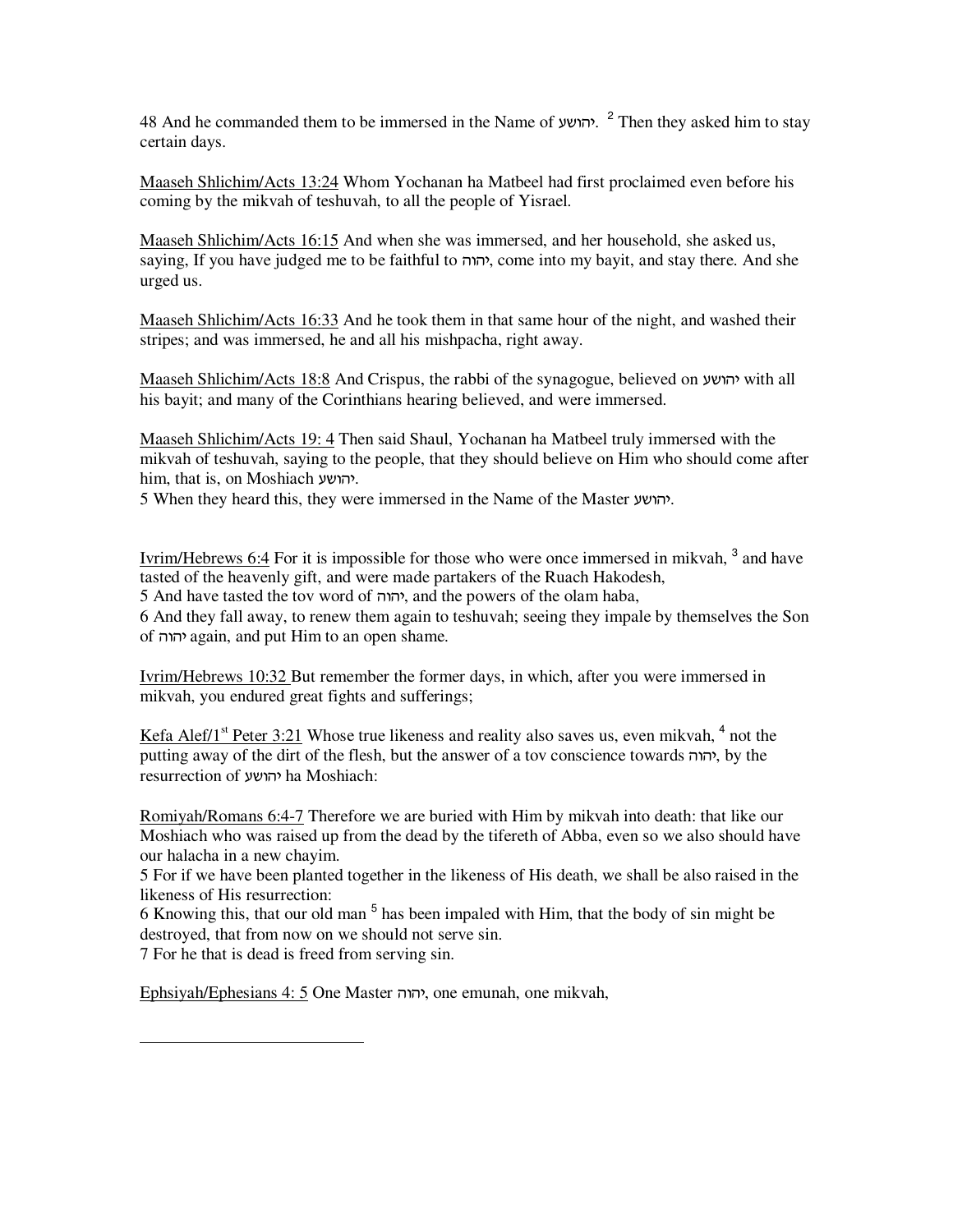48 And he commanded them to be immersed in the Name of יהושע. [2] Then they asked him to stay certain days.

Maaseh Shlichim/Acts 13:24 Whom Yochanan ha Matbeel had first proclaimed even before his coming by the mikvah of teshuvah, to all the people of Yisrael.

Maaseh Shlichim/Acts 16:15 And when she was immersed, and her household, she asked us, saying, If you have judged me to be faithful to יהוה, come into my bayit, and stay there. And she urged us.

Maaseh Shlichim/Acts 16:33 And he took them in that same hour of the night, and washed their stripes; and was immersed, he and all his mishpacha, right away.

Maaseh Shlichim/Acts 18:8 And Crispus, the rabbi of the synagogue, believed on יהושע with all his bayit; and many of the Corinthians hearing believed, and were immersed.

Maaseh Shlichim/Acts 19: 4 Then said Shaul, Yochanan ha Matbeel truly immersed with the mikvah of teshuvah, saying to the people, that they should believe on Him who should come after him, that is, on Moshiach יהושע.
5 When they heard this, they were immersed in the Name of the Master יהושע.

Ivrim/Hebrews 6:4 For it is impossible for those who were once immersed in mikvah, [3] and have tasted of the heavenly gift, and were made partakers of the Ruach Hakodesh,
5 And have tasted the tov word of יהוה, and the powers of the olam haba,
6 And they fall away, to renew them again to teshuvah; seeing they impale by themselves the Son of יהוה again, and put Him to an open shame.

Ivrim/Hebrews 10:32 But remember the former days, in which, after you were immersed in mikvah, you endured great fights and sufferings;

Kefa Alef/1st Peter 3:21 Whose true likeness and reality also saves us, even mikvah, [4] not the putting away of the dirt of the flesh, but the answer of a tov conscience towards יהוה, by the resurrection of יהושע ha Moshiach:

Romiyah/Romans 6:4-7 Therefore we are buried with Him by mikvah into death: that like our Moshiach who was raised up from the dead by the tifereth of Abba, even so we also should have our halacha in a new chayim.
5 For if we have been planted together in the likeness of His death, we shall be also raised in the likeness of His resurrection:
6 Knowing this, that our old man [5] has been impaled with Him, that the body of sin might be destroyed, that from now on we should not serve sin.
7 For he that is dead is freed from serving sin.

Ephsiyah/Ephesians 4: 5 One Master יהוה, one emunah, one mikvah,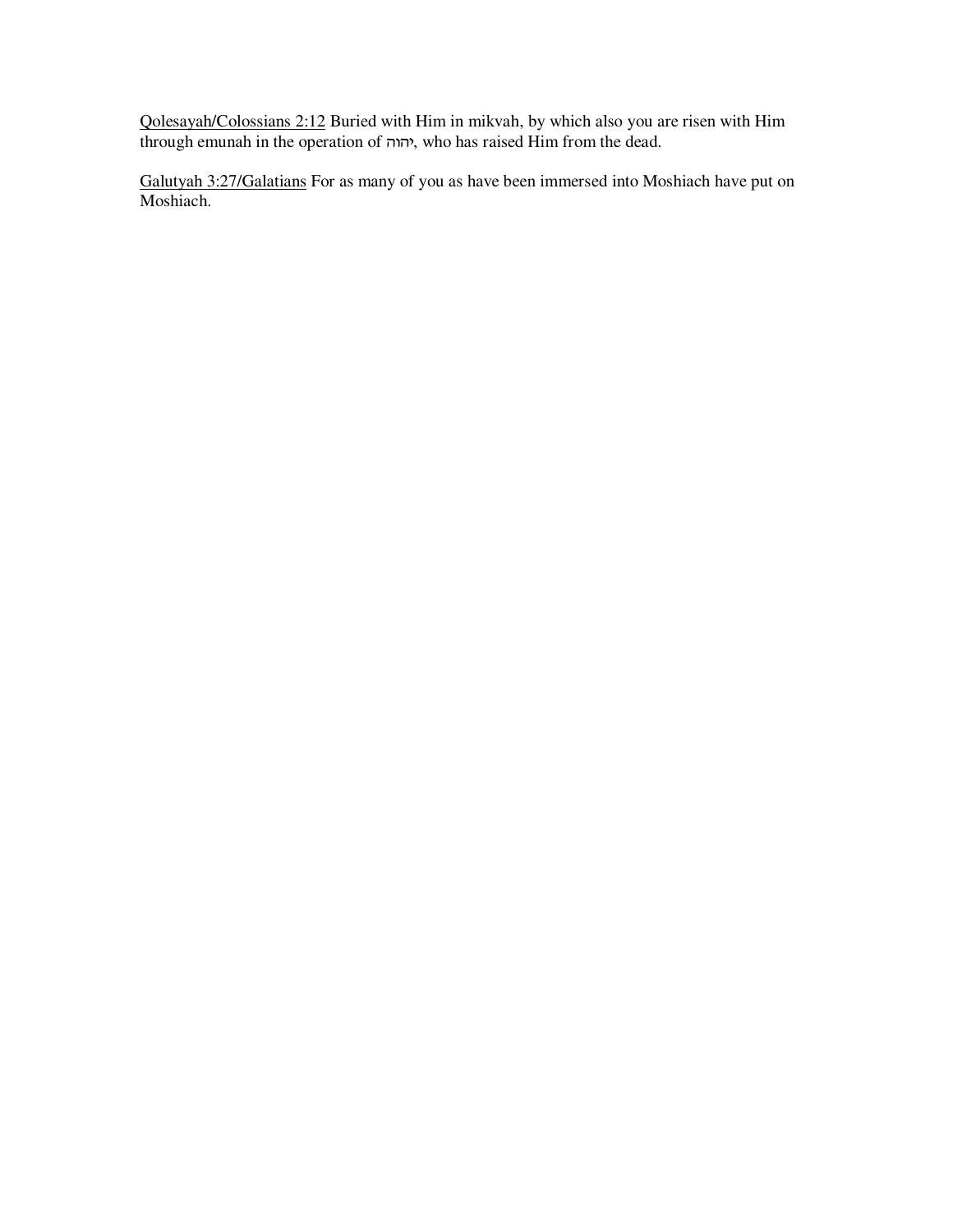<u>Qolesayah/Colossians 2:12</u> Buried with Him in mikvah, by which also you are risen with Him through emunah in the operation of יהוה, who has raised Him from the dead.

<u>Galutyah 3:27/Galatians</u> For as many of you as have been immersed into Moshiach have put on Moshiach.